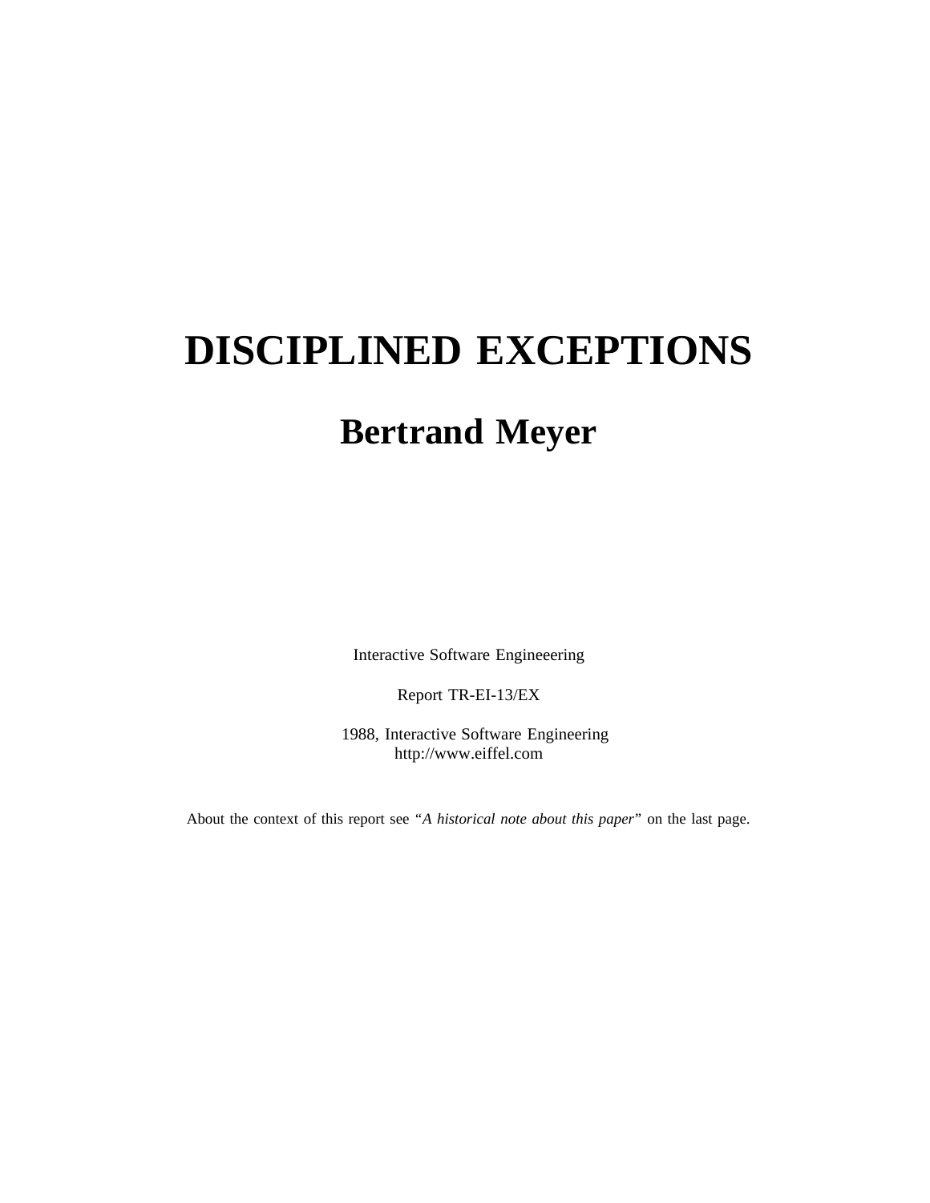# DISCIPLINED EXCEPTIONS

## Bertrand Meyer

Interactive Software Engineeering

Report TR-EI-13/EX

1988, Interactive Software Engineering
http://www.eiffel.com

About the context of this report see "*A historical note about this paper*" on the last page.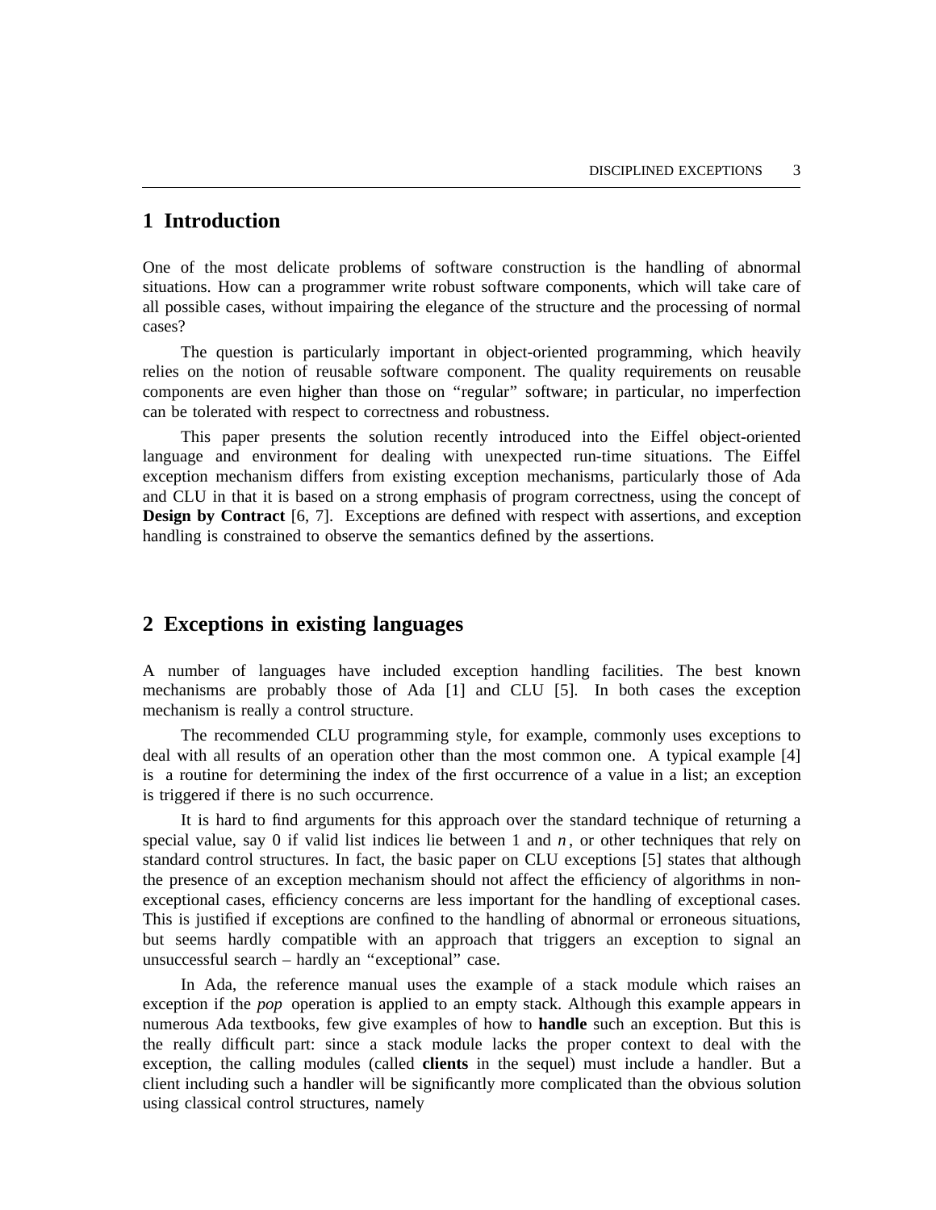# 1 Introduction

One of the most delicate problems of software construction is the handling of abnormal situations. How can a programmer write robust software components, which will take care of all possible cases, without impairing the elegance of the structure and the processing of normal cases?

The question is particularly important in object-oriented programming, which heavily relies on the notion of reusable software component. The quality requirements on reusable components are even higher than those on "regular" software; in particular, no imperfection can be tolerated with respect to correctness and robustness.

This paper presents the solution recently introduced into the Eiffel object-oriented language and environment for dealing with unexpected run-time situations. The Eiffel exception mechanism differs from existing exception mechanisms, particularly those of Ada and CLU in that it is based on a strong emphasis of program correctness, using the concept of **Design by Contract** [6, 7]. Exceptions are defined with respect with assertions, and exception handling is constrained to observe the semantics defined by the assertions.

# 2 Exceptions in existing languages

A number of languages have included exception handling facilities. The best known mechanisms are probably those of Ada [1] and CLU [5]. In both cases the exception mechanism is really a control structure.

The recommended CLU programming style, for example, commonly uses exceptions to deal with all results of an operation other than the most common one. A typical example [4] is a routine for determining the index of the first occurrence of a value in a list; an exception is triggered if there is no such occurrence.

It is hard to find arguments for this approach over the standard technique of returning a special value, say 0 if valid list indices lie between 1 and $n$, or other techniques that rely on standard control structures. In fact, the basic paper on CLU exceptions [5] states that although the presence of an exception mechanism should not affect the efficiency of algorithms in non-exceptional cases, efficiency concerns are less important for the handling of exceptional cases. This is justified if exceptions are confined to the handling of abnormal or erroneous situations, but seems hardly compatible with an approach that triggers an exception to signal an unsuccessful search – hardly an "exceptional" case.

In Ada, the reference manual uses the example of a stack module which raises an exception if the *pop* operation is applied to an empty stack. Although this example appears in numerous Ada textbooks, few give examples of how to **handle** such an exception. But this is the really difficult part: since a stack module lacks the proper context to deal with the exception, the calling modules (called **clients** in the sequel) must include a handler. But a client including such a handler will be significantly more complicated than the obvious solution using classical control structures, namely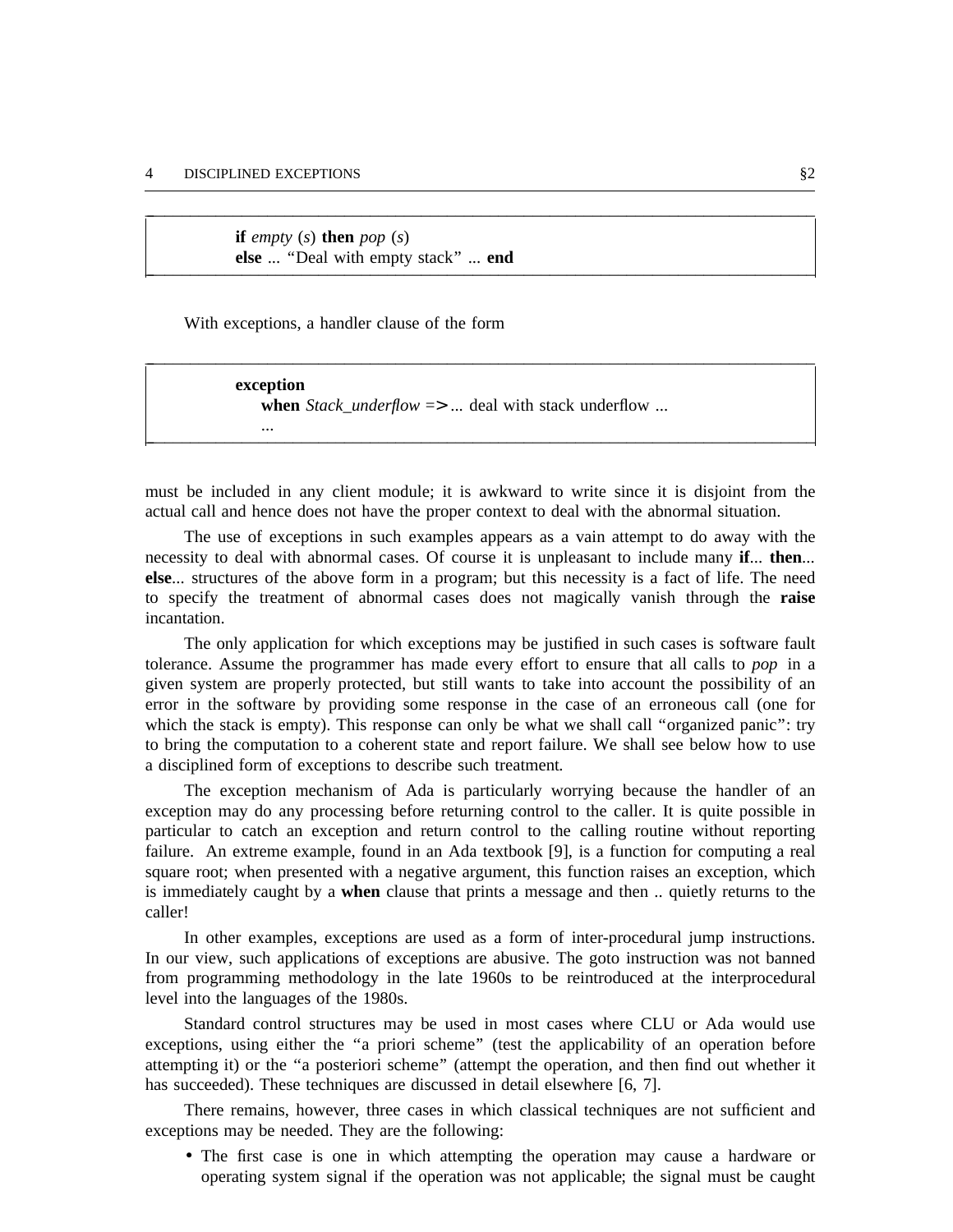```
if empty (s) then pop (s)
else ... "Deal with empty stack" ... end
```

With exceptions, a handler clause of the form

```
exception
    when Stack_underflow => ... deal with stack underflow ...
    ...
```

must be included in any client module; it is awkward to write since it is disjoint from the actual call and hence does not have the proper context to deal with the abnormal situation.

The use of exceptions in such examples appears as a vain attempt to do away with the necessity to deal with abnormal cases. Of course it is unpleasant to include many **if**... **then**... **else**... structures of the above form in a program; but this necessity is a fact of life. The need to specify the treatment of abnormal cases does not magically vanish through the **raise** incantation.

The only application for which exceptions may be justified in such cases is software fault tolerance. Assume the programmer has made every effort to ensure that all calls to *pop* in a given system are properly protected, but still wants to take into account the possibility of an error in the software by providing some response in the case of an erroneous call (one for which the stack is empty). This response can only be what we shall call "organized panic": try to bring the computation to a coherent state and report failure. We shall see below how to use a disciplined form of exceptions to describe such treatment.

The exception mechanism of Ada is particularly worrying because the handler of an exception may do any processing before returning control to the caller. It is quite possible in particular to catch an exception and return control to the calling routine without reporting failure. An extreme example, found in an Ada textbook [9], is a function for computing a real square root; when presented with a negative argument, this function raises an exception, which is immediately caught by a **when** clause that prints a message and then .. quietly returns to the caller!

In other examples, exceptions are used as a form of inter-procedural jump instructions. In our view, such applications of exceptions are abusive. The goto instruction was not banned from programming methodology in the late 1960s to be reintroduced at the interprocedural level into the languages of the 1980s.

Standard control structures may be used in most cases where CLU or Ada would use exceptions, using either the "a priori scheme" (test the applicability of an operation before attempting it) or the "a posteriori scheme" (attempt the operation, and then find out whether it has succeeded). These techniques are discussed in detail elsewhere [6, 7].

There remains, however, three cases in which classical techniques are not sufficient and exceptions may be needed. They are the following:

- The first case is one in which attempting the operation may cause a hardware or operating system signal if the operation was not applicable; the signal must be caught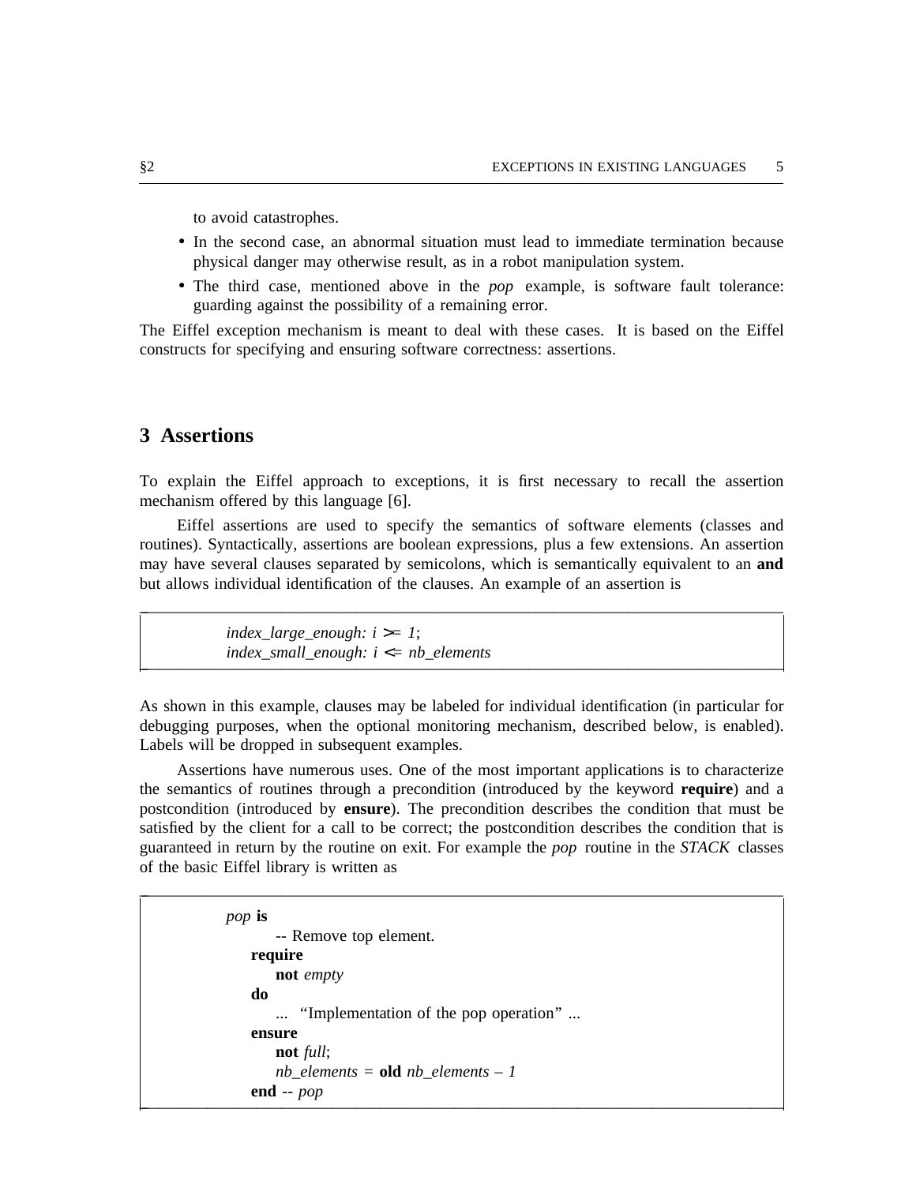to avoid catastrophes.

- In the second case, an abnormal situation must lead to immediate termination because physical danger may otherwise result, as in a robot manipulation system.
- The third case, mentioned above in the *pop* example, is software fault tolerance: guarding against the possibility of a remaining error.

The Eiffel exception mechanism is meant to deal with these cases. It is based on the Eiffel constructs for specifying and ensuring software correctness: assertions.

## 3 Assertions

To explain the Eiffel approach to exceptions, it is first necessary to recall the assertion mechanism offered by this language [6].

Eiffel assertions are used to specify the semantics of software elements (classes and routines). Syntactically, assertions are boolean expressions, plus a few extensions. An assertion may have several clauses separated by semicolons, which is semantically equivalent to an **and** but allows individual identification of the clauses. An example of an assertion is

```
index_large_enough: i >= 1;
index_small_enough: i <= nb_elements
```

As shown in this example, clauses may be labeled for individual identification (in particular for debugging purposes, when the optional monitoring mechanism, described below, is enabled). Labels will be dropped in subsequent examples.

Assertions have numerous uses. One of the most important applications is to characterize the semantics of routines through a precondition (introduced by the keyword **require**) and a postcondition (introduced by **ensure**). The precondition describes the condition that must be satisfied by the client for a call to be correct; the postcondition describes the condition that is guaranteed in return by the routine on exit. For example the *pop* routine in the *STACK* classes of the basic Eiffel library is written as

```
pop is
        -- Remove top element.
    require
        not empty
    do
        ... "Implementation of the pop operation" ...
    ensure
        not full;
        nb_elements = old nb_elements – 1
    end -- pop
```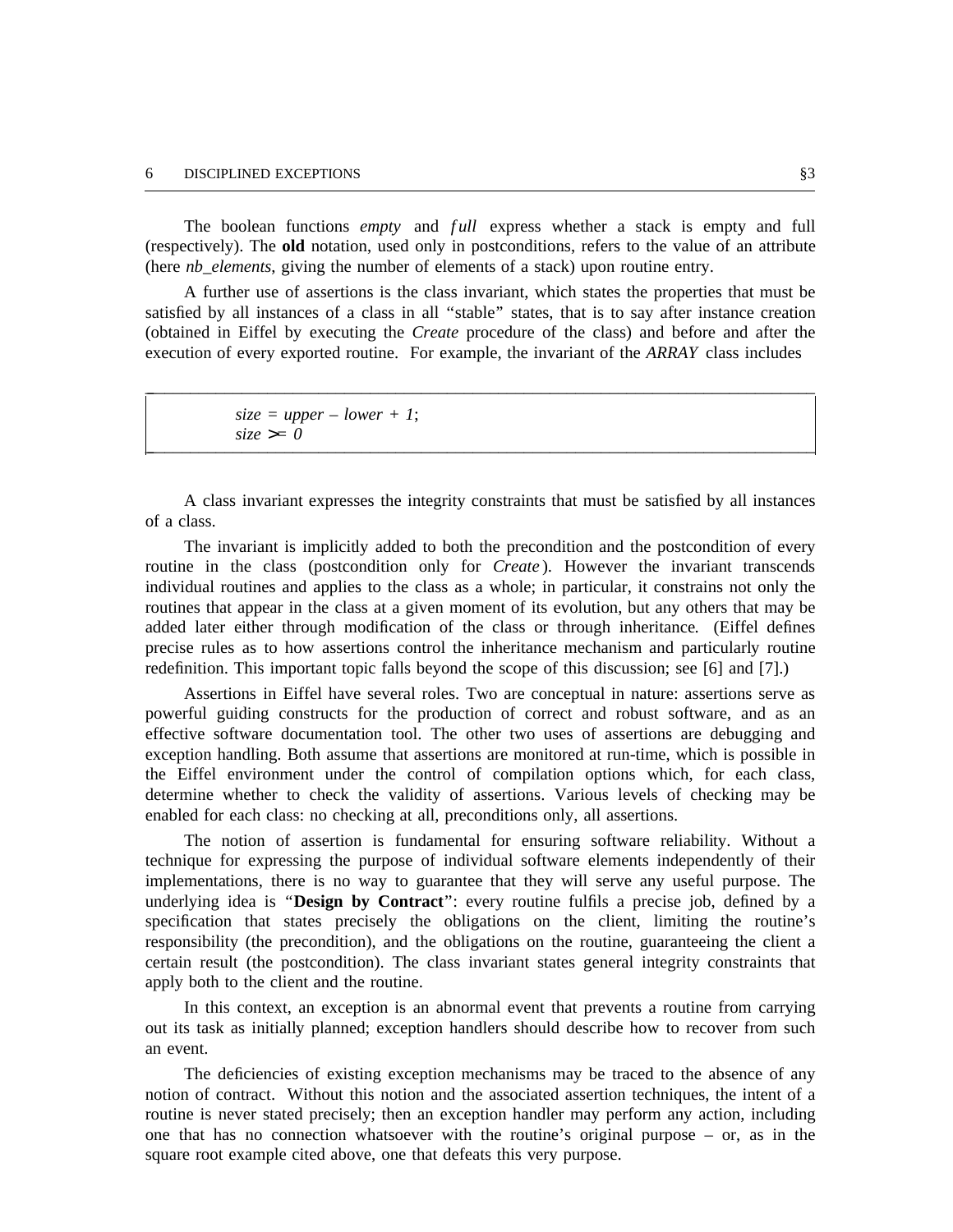The boolean functions *empty* and *full* express whether a stack is empty and full (respectively). The **old** notation, used only in postconditions, refers to the value of an attribute (here *nb_elements*, giving the number of elements of a stack) upon routine entry.

A further use of assertions is the class invariant, which states the properties that must be satisfied by all instances of a class in all "stable" states, that is to say after instance creation (obtained in Eiffel by executing the *Create* procedure of the class) and before and after the execution of every exported routine. For example, the invariant of the *ARRAY* class includes

```
size = upper – lower + 1;
size >= 0
```

A class invariant expresses the integrity constraints that must be satisfied by all instances of a class.

The invariant is implicitly added to both the precondition and the postcondition of every routine in the class (postcondition only for *Create*). However the invariant transcends individual routines and applies to the class as a whole; in particular, it constrains not only the routines that appear in the class at a given moment of its evolution, but any others that may be added later either through modification of the class or through inheritance. (Eiffel defines precise rules as to how assertions control the inheritance mechanism and particularly routine redefinition. This important topic falls beyond the scope of this discussion; see [6] and [7].)

Assertions in Eiffel have several roles. Two are conceptual in nature: assertions serve as powerful guiding constructs for the production of correct and robust software, and as an effective software documentation tool. The other two uses of assertions are debugging and exception handling. Both assume that assertions are monitored at run-time, which is possible in the Eiffel environment under the control of compilation options which, for each class, determine whether to check the validity of assertions. Various levels of checking may be enabled for each class: no checking at all, preconditions only, all assertions.

The notion of assertion is fundamental for ensuring software reliability. Without a technique for expressing the purpose of individual software elements independently of their implementations, there is no way to guarantee that they will serve any useful purpose. The underlying idea is "**Design by Contract**": every routine fulfils a precise job, defined by a specification that states precisely the obligations on the client, limiting the routine's responsibility (the precondition), and the obligations on the routine, guaranteeing the client a certain result (the postcondition). The class invariant states general integrity constraints that apply both to the client and the routine.

In this context, an exception is an abnormal event that prevents a routine from carrying out its task as initially planned; exception handlers should describe how to recover from such an event.

The deficiencies of existing exception mechanisms may be traced to the absence of any notion of contract. Without this notion and the associated assertion techniques, the intent of a routine is never stated precisely; then an exception handler may perform any action, including one that has no connection whatsoever with the routine's original purpose – or, as in the square root example cited above, one that defeats this very purpose.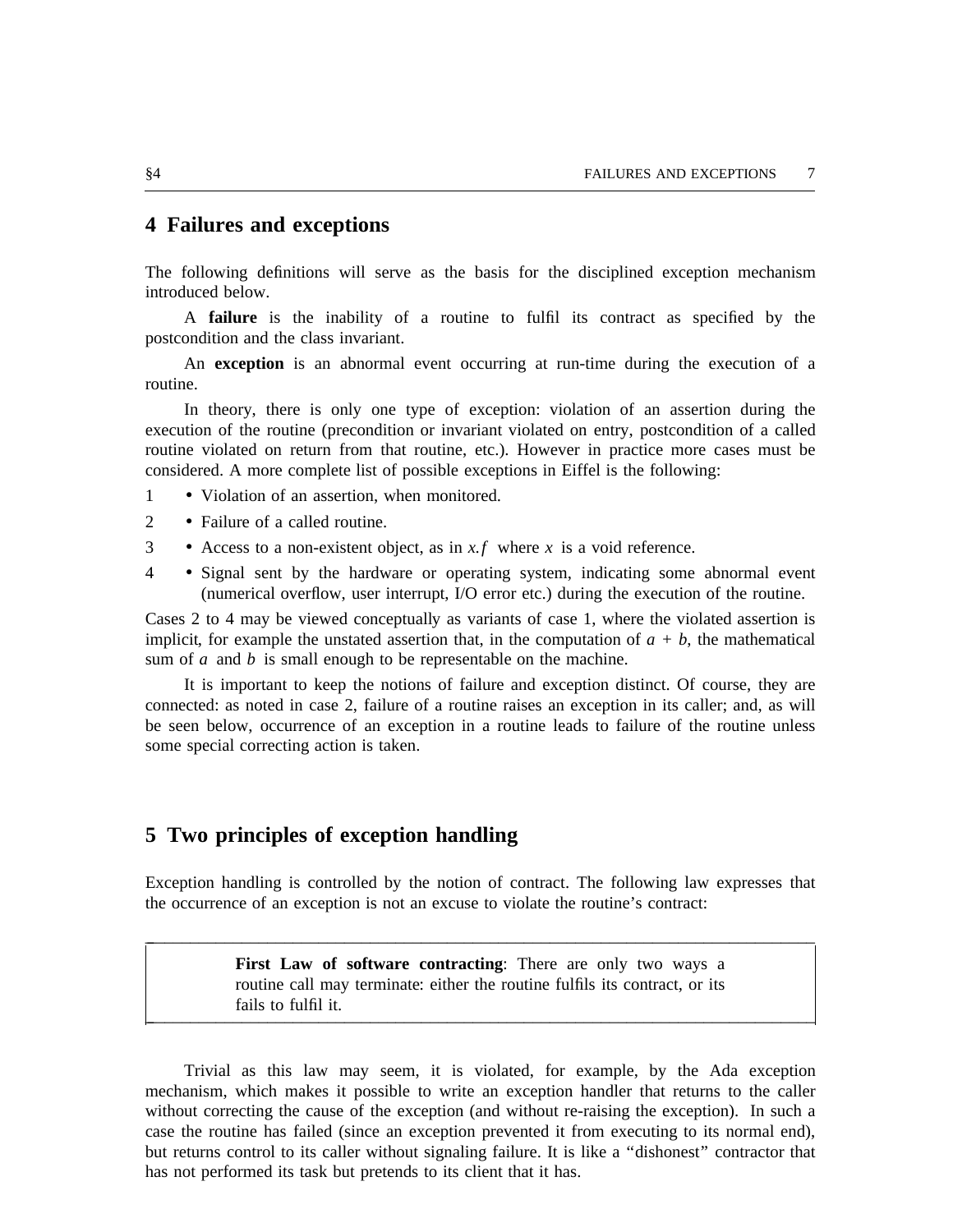## 4 Failures and exceptions

The following definitions will serve as the basis for the disciplined exception mechanism introduced below.

A **failure** is the inability of a routine to fulfil its contract as specified by the postcondition and the class invariant.

An **exception** is an abnormal event occurring at run-time during the execution of a routine.

In theory, there is only one type of exception: violation of an assertion during the execution of the routine (precondition or invariant violated on entry, postcondition of a called routine violated on return from that routine, etc.). However in practice more cases must be considered. A more complete list of possible exceptions in Eiffel is the following:

1 • Violation of an assertion, when monitored.

2 • Failure of a called routine.

3 • Access to a non-existent object, as in *x.f* where *x* is a void reference.

4 • Signal sent by the hardware or operating system, indicating some abnormal event (numerical overflow, user interrupt, I/O error etc.) during the execution of the routine.

Cases 2 to 4 may be viewed conceptually as variants of case 1, where the violated assertion is implicit, for example the unstated assertion that, in the computation of $a + b$, the mathematical sum of $a$ and $b$ is small enough to be representable on the machine.

It is important to keep the notions of failure and exception distinct. Of course, they are connected: as noted in case 2, failure of a routine raises an exception in its caller; and, as will be seen below, occurrence of an exception in a routine leads to failure of the routine unless some special correcting action is taken.

## 5 Two principles of exception handling

Exception handling is controlled by the notion of contract. The following law expresses that the occurrence of an exception is not an excuse to violate the routine's contract:

> **First Law of software contracting**: There are only two ways a routine call may terminate: either the routine fulfils its contract, or its fails to fulfil it.

Trivial as this law may seem, it is violated, for example, by the Ada exception mechanism, which makes it possible to write an exception handler that returns to the caller without correcting the cause of the exception (and without re-raising the exception). In such a case the routine has failed (since an exception prevented it from executing to its normal end), but returns control to its caller without signaling failure. It is like a "dishonest" contractor that has not performed its task but pretends to its client that it has.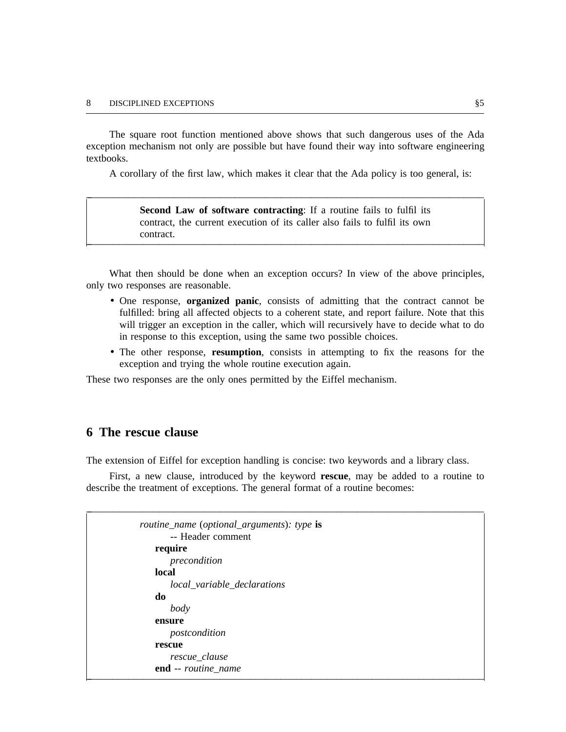The square root function mentioned above shows that such dangerous uses of the Ada exception mechanism not only are possible but have found their way into software engineering textbooks.

A corollary of the first law, which makes it clear that the Ada policy is too general, is:

> **Second Law of software contracting**: If a routine fails to fulfil its contract, the current execution of its caller also fails to fulfil its own contract.

What then should be done when an exception occurs? In view of the above principles, only two responses are reasonable.

- One response, **organized panic**, consists of admitting that the contract cannot be fulfilled: bring all affected objects to a coherent state, and report failure. Note that this will trigger an exception in the caller, which will recursively have to decide what to do in response to this exception, using the same two possible choices.
- The other response, **resumption**, consists in attempting to fix the reasons for the exception and trying the whole routine execution again.

These two responses are the only ones permitted by the Eiffel mechanism.

## 6 The rescue clause

The extension of Eiffel for exception handling is concise: two keywords and a library class.

First, a new clause, introduced by the keyword **rescue**, may be added to a routine to describe the treatment of exceptions. The general format of a routine becomes:

```
routine_name (optional_arguments): type is
        -- Header comment
    require
        precondition
    local
        local_variable_declarations
    do
        body
    ensure
        postcondition
    rescue
        rescue_clause
    end -- routine_name
```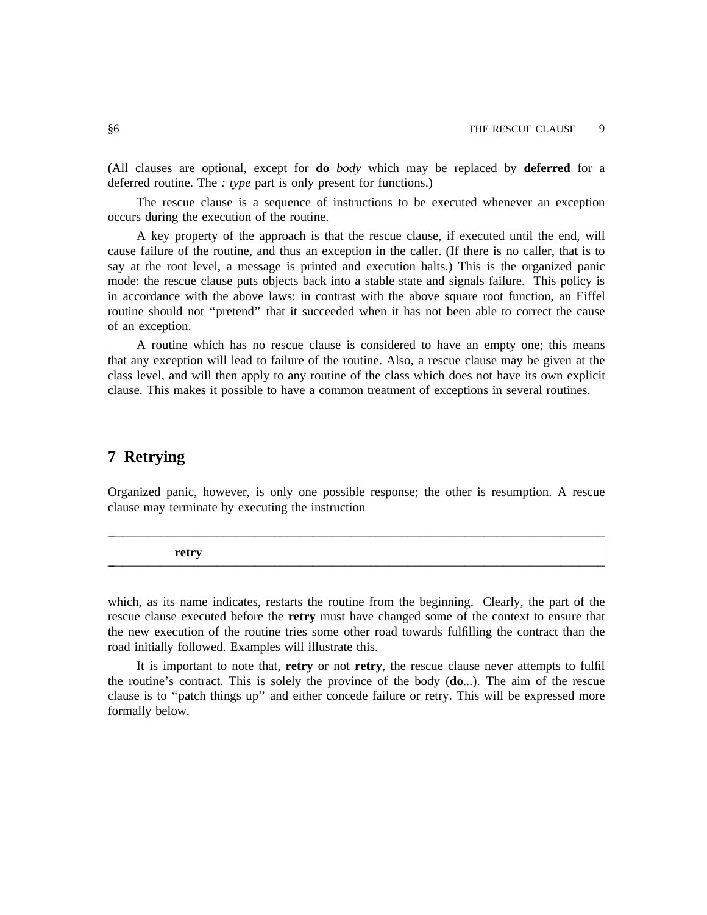(All clauses are optional, except for **do** *body* which may be replaced by **deferred** for a deferred routine. The *: type* part is only present for functions.)

The rescue clause is a sequence of instructions to be executed whenever an exception occurs during the execution of the routine.

A key property of the approach is that the rescue clause, if executed until the end, will cause failure of the routine, and thus an exception in the caller. (If there is no caller, that is to say at the root level, a message is printed and execution halts.) This is the organized panic mode: the rescue clause puts objects back into a stable state and signals failure. This policy is in accordance with the above laws: in contrast with the above square root function, an Eiffel routine should not "pretend" that it succeeded when it has not been able to correct the cause of an exception.

A routine which has no rescue clause is considered to have an empty one; this means that any exception will lead to failure of the routine. Also, a rescue clause may be given at the class level, and will then apply to any routine of the class which does not have its own explicit clause. This makes it possible to have a common treatment of exceptions in several routines.

## 7 Retrying

Organized panic, however, is only one possible response; the other is resumption. A rescue clause may terminate by executing the instruction

```
        retry
```

which, as its name indicates, restarts the routine from the beginning. Clearly, the part of the rescue clause executed before the **retry** must have changed some of the context to ensure that the new execution of the routine tries some other road towards fulfilling the contract than the road initially followed. Examples will illustrate this.

It is important to note that, **retry** or not **retry**, the rescue clause never attempts to fulfil the routine's contract. This is solely the province of the body (**do**...). The aim of the rescue clause is to "patch things up" and either concede failure or retry. This will be expressed more formally below.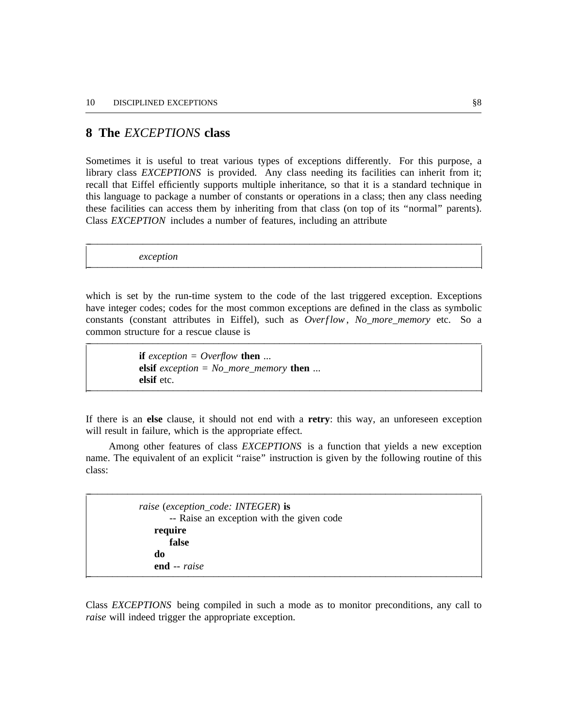## 8 The *EXCEPTIONS* class

Sometimes it is useful to treat various types of exceptions differently. For this purpose, a library class *EXCEPTIONS* is provided. Any class needing its facilities can inherit from it; recall that Eiffel efficiently supports multiple inheritance, so that it is a standard technique in this language to package a number of constants or operations in a class; then any class needing these facilities can access them by inheriting from that class (on top of its "normal" parents). Class *EXCEPTION* includes a number of features, including an attribute

```
exception
```

which is set by the run-time system to the code of the last triggered exception. Exceptions have integer codes; codes for the most common exceptions are defined in the class as symbolic constants (constant attributes in Eiffel), such as *Overflow*, *No_more_memory* etc. So a common structure for a rescue clause is

```
if exception = Overflow then ...
elsif exception = No_more_memory then ...
elsif etc.
```

If there is an **else** clause, it should not end with a **retry**: this way, an unforeseen exception will result in failure, which is the appropriate effect.

Among other features of class *EXCEPTIONS* is a function that yields a new exception name. The equivalent of an explicit "raise" instruction is given by the following routine of this class:

```
raise (exception_code: INTEGER) is
        -- Raise an exception with the given code
    require
        false
    do
    end -- raise
```

Class *EXCEPTIONS* being compiled in such a mode as to monitor preconditions, any call to *raise* will indeed trigger the appropriate exception.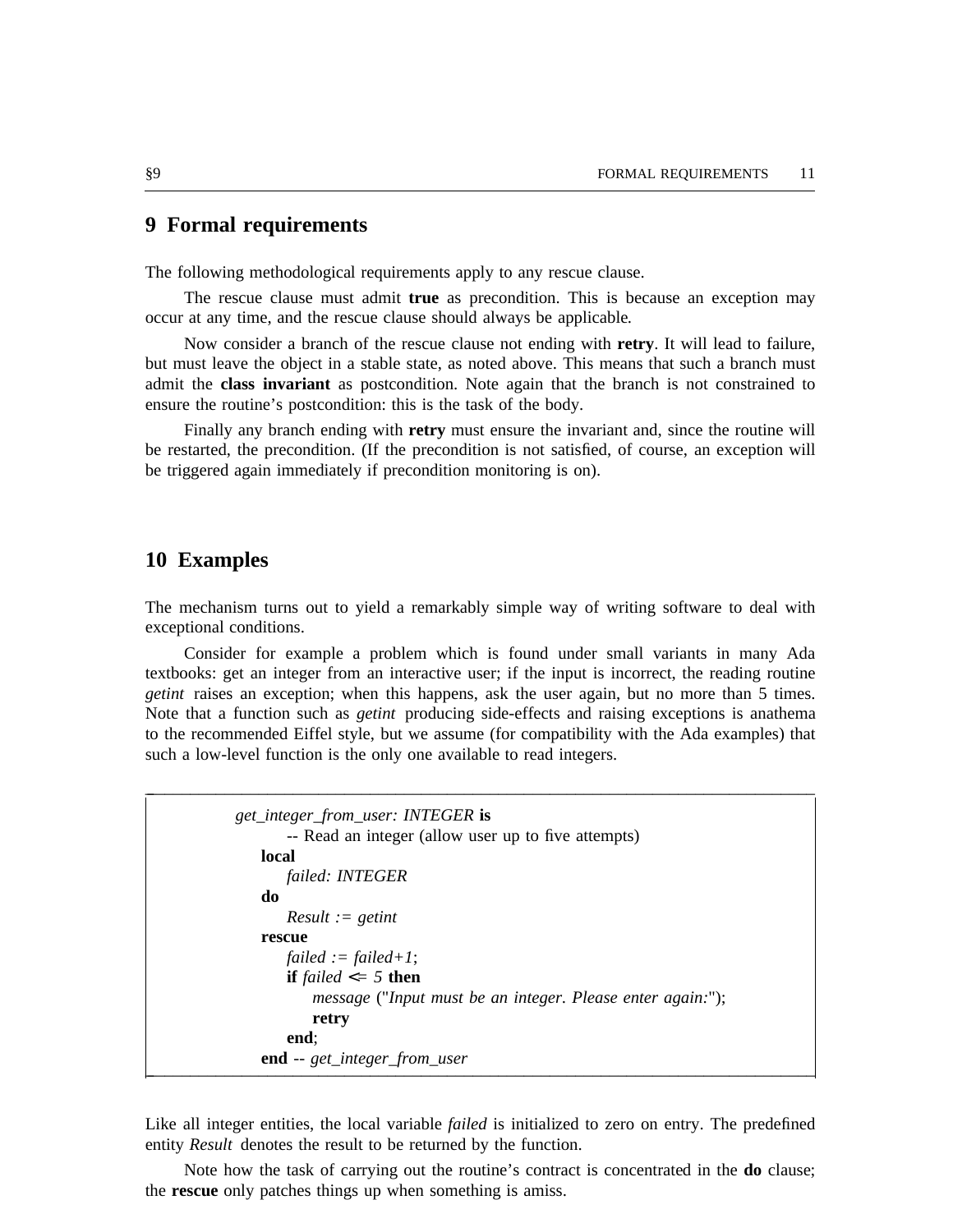## 9 Formal requirements

The following methodological requirements apply to any rescue clause.

The rescue clause must admit **true** as precondition. This is because an exception may occur at any time, and the rescue clause should always be applicable.

Now consider a branch of the rescue clause not ending with **retry**. It will lead to failure, but must leave the object in a stable state, as noted above. This means that such a branch must admit the **class invariant** as postcondition. Note again that the branch is not constrained to ensure the routine's postcondition: this is the task of the body.

Finally any branch ending with **retry** must ensure the invariant and, since the routine will be restarted, the precondition. (If the precondition is not satisfied, of course, an exception will be triggered again immediately if precondition monitoring is on).

## 10 Examples

The mechanism turns out to yield a remarkably simple way of writing software to deal with exceptional conditions.

Consider for example a problem which is found under small variants in many Ada textbooks: get an integer from an interactive user; if the input is incorrect, the reading routine *getint* raises an exception; when this happens, ask the user again, but no more than 5 times. Note that a function such as *getint* producing side-effects and raising exceptions is anathema to the recommended Eiffel style, but we assume (for compatibility with the Ada examples) that such a low-level function is the only one available to read integers.

```
get_integer_from_user: INTEGER is
        -- Read an integer (allow user up to five attempts)
    local
        failed: INTEGER
    do
        Result := getint
    rescue
        failed := failed+1;
        if failed <= 5 then
            message ("Input must be an integer. Please enter again:");
            retry
        end;
    end -- get_integer_from_user
```

Like all integer entities, the local variable *failed* is initialized to zero on entry. The predefined entity *Result* denotes the result to be returned by the function.

Note how the task of carrying out the routine's contract is concentrated in the **do** clause; the **rescue** only patches things up when something is amiss.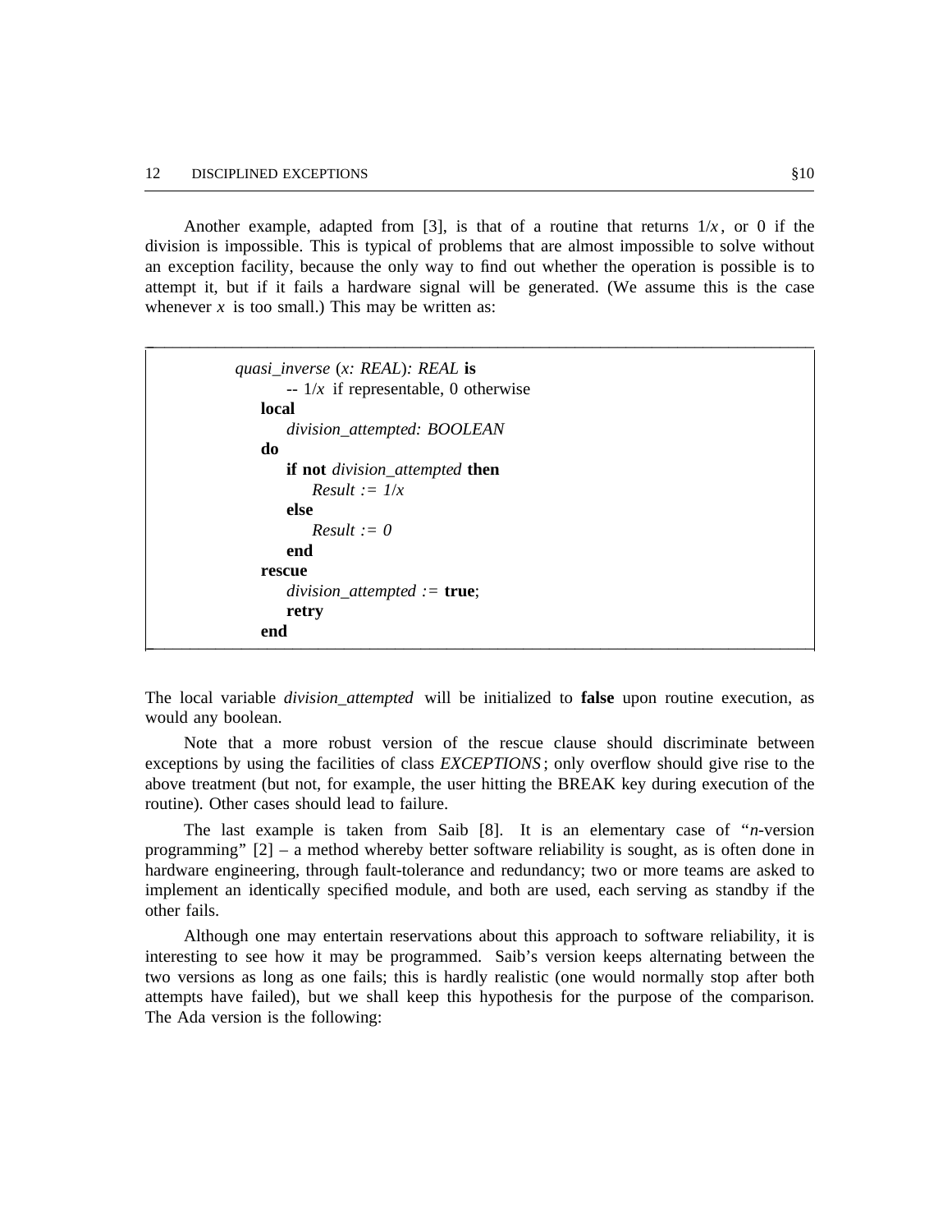Another example, adapted from [3], is that of a routine that returns $1/x$, or 0 if the division is impossible. This is typical of problems that are almost impossible to solve without an exception facility, because the only way to find out whether the operation is possible is to attempt it, but if it fails a hardware signal will be generated. (We assume this is the case whenever $x$ is too small.) This may be written as:

```
quasi_inverse (x: REAL): REAL is
        -- 1/x if representable, 0 otherwise
    local
        division_attempted: BOOLEAN
    do
        if not division_attempted then
            Result := 1/x
        else
            Result := 0
        end
    rescue
        division_attempted := true;
        retry
    end
```

The local variable *division_attempted* will be initialized to **false** upon routine execution, as would any boolean.

Note that a more robust version of the rescue clause should discriminate between exceptions by using the facilities of class *EXCEPTIONS*; only overflow should give rise to the above treatment (but not, for example, the user hitting the BREAK key during execution of the routine). Other cases should lead to failure.

The last example is taken from Saib [8]. It is an elementary case of "*n*-version programming" [2] – a method whereby better software reliability is sought, as is often done in hardware engineering, through fault-tolerance and redundancy; two or more teams are asked to implement an identically specified module, and both are used, each serving as standby if the other fails.

Although one may entertain reservations about this approach to software reliability, it is interesting to see how it may be programmed. Saib's version keeps alternating between the two versions as long as one fails; this is hardly realistic (one would normally stop after both attempts have failed), but we shall keep this hypothesis for the purpose of the comparison. The Ada version is the following: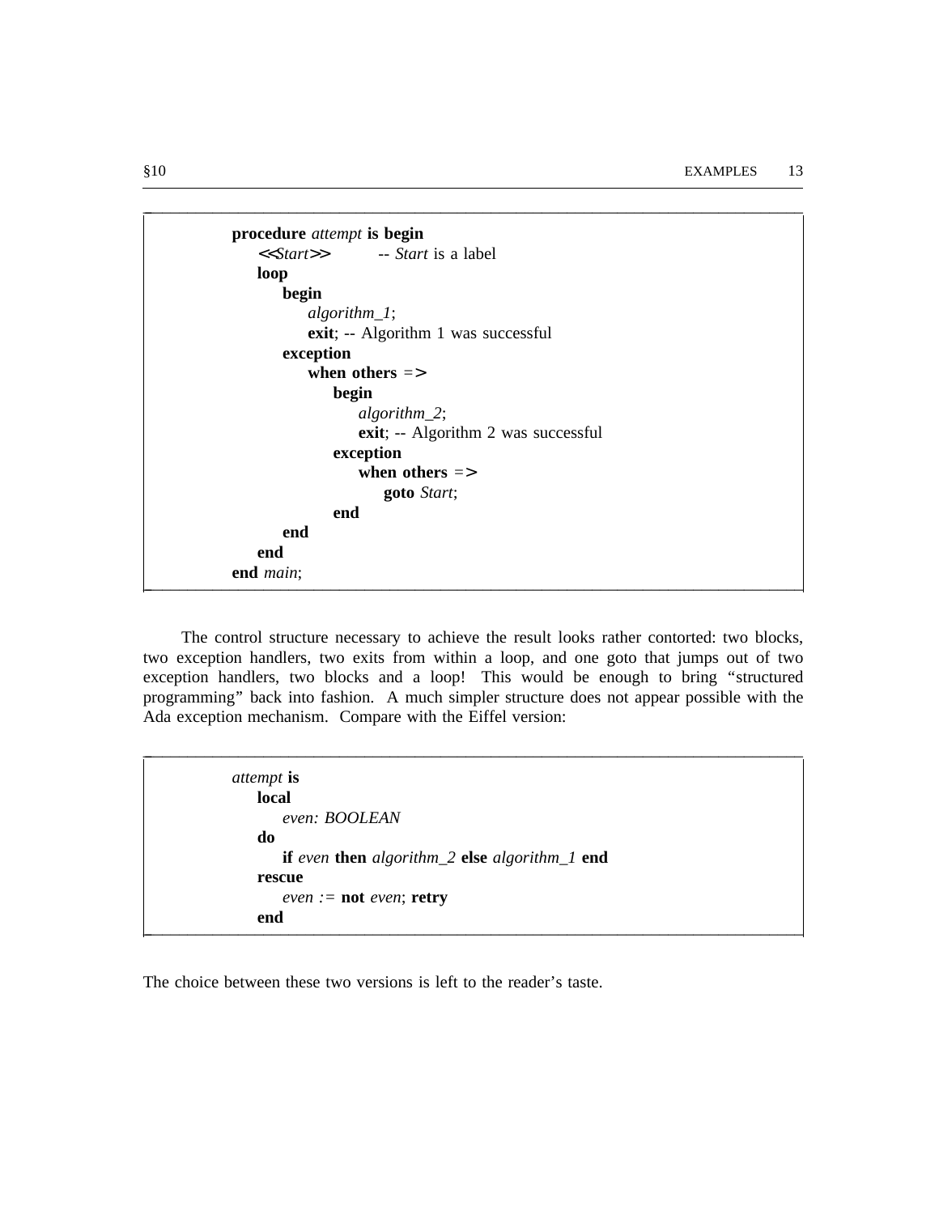```
procedure attempt is begin
    <<Start>>        -- Start is a label
    loop
        begin
            algorithm_1;
            exit; -- Algorithm 1 was successful
        exception
            when others =>
                begin
                    algorithm_2;
                    exit; -- Algorithm 2 was successful
                exception
                    when others =>
                        goto Start;
                end
        end
    end
end main;
```

The control structure necessary to achieve the result looks rather contorted: two blocks, two exception handlers, two exits from within a loop, and one goto that jumps out of two exception handlers, two blocks and a loop! This would be enough to bring "structured programming" back into fashion. A much simpler structure does not appear possible with the Ada exception mechanism. Compare with the Eiffel version:

```
attempt is
    local
        even: BOOLEAN
    do
        if even then algorithm_2 else algorithm_1 end
    rescue
        even := not even; retry
    end
```

The choice between these two versions is left to the reader's taste.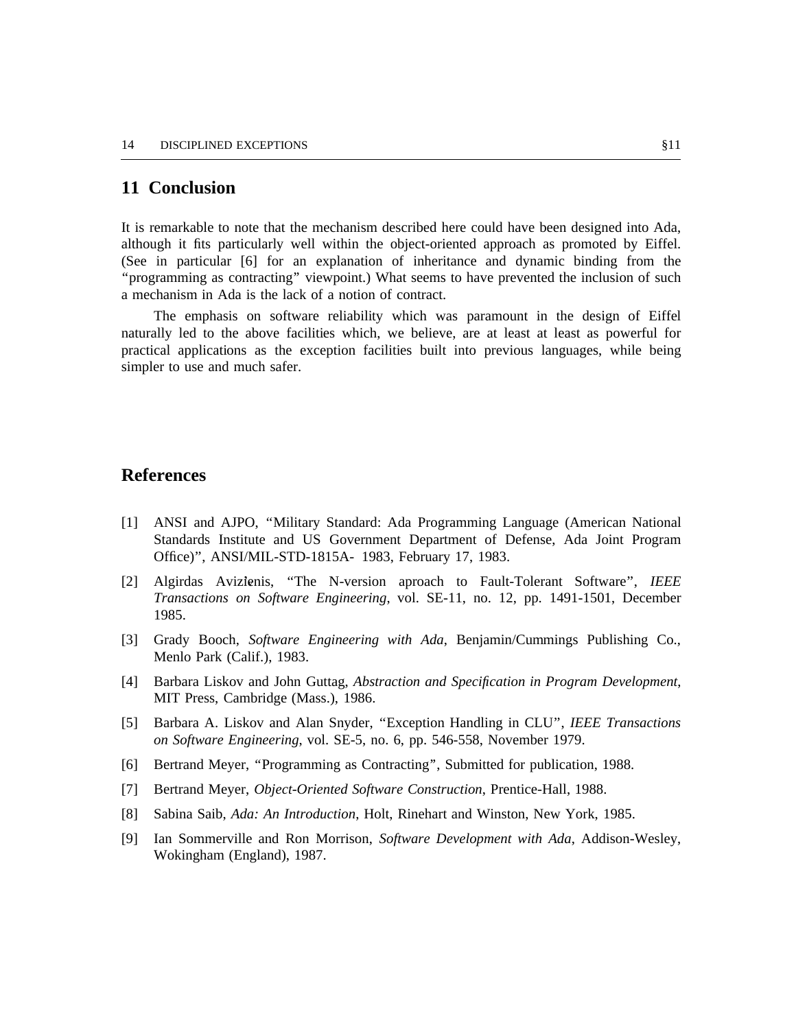## 11 Conclusion

It is remarkable to note that the mechanism described here could have been designed into Ada, although it fits particularly well within the object-oriented approach as promoted by Eiffel. (See in particular [6] for an explanation of inheritance and dynamic binding from the "programming as contracting" viewpoint.) What seems to have prevented the inclusion of such a mechanism in Ada is the lack of a notion of contract.

The emphasis on software reliability which was paramount in the design of Eiffel naturally led to the above facilities which, we believe, are at least at least as powerful for practical applications as the exception facilities built into previous languages, while being simpler to use and much safer.

## References

[1] ANSI and AJPO, "Military Standard: Ada Programming Language (American National Standards Institute and US Government Department of Defense, Ada Joint Program Office)", ANSI/MIL-STD-1815A- 1983, February 17, 1983.

[2] Algirdas Avizienis, "The N-version aproach to Fault-Tolerant Software", *IEEE Transactions on Software Engineering*, vol. SE-11, no. 12, pp. 1491-1501, December 1985.

[3] Grady Booch, *Software Engineering with Ada*, Benjamin/Cummings Publishing Co., Menlo Park (Calif.), 1983.

[4] Barbara Liskov and John Guttag, *Abstraction and Specification in Program Development*, MIT Press, Cambridge (Mass.), 1986.

[5] Barbara A. Liskov and Alan Snyder, "Exception Handling in CLU", *IEEE Transactions on Software Engineering*, vol. SE-5, no. 6, pp. 546-558, November 1979.

[6] Bertrand Meyer, "Programming as Contracting", Submitted for publication, 1988.

[7] Bertrand Meyer, *Object-Oriented Software Construction*, Prentice-Hall, 1988.

[8] Sabina Saib, *Ada: An Introduction*, Holt, Rinehart and Winston, New York, 1985.

[9] Ian Sommerville and Ron Morrison, *Software Development with Ada*, Addison-Wesley, Wokingham (England), 1987.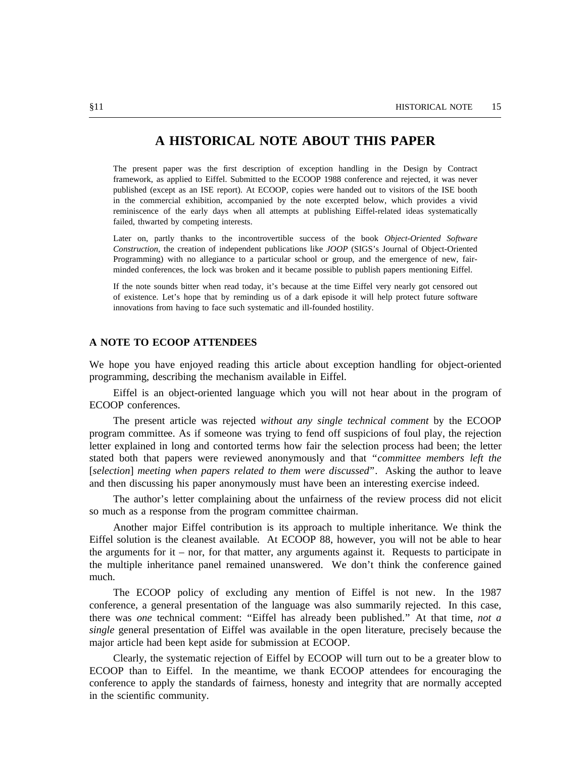# A HISTORICAL NOTE ABOUT THIS PAPER

The present paper was the first description of exception handling in the Design by Contract framework, as applied to Eiffel. Submitted to the ECOOP 1988 conference and rejected, it was never published (except as an ISE report). At ECOOP, copies were handed out to visitors of the ISE booth in the commercial exhibition, accompanied by the note excerpted below, which provides a vivid reminiscence of the early days when all attempts at publishing Eiffel-related ideas systematically failed, thwarted by competing interests.

Later on, partly thanks to the incontrovertible success of the book *Object-Oriented Software Construction*, the creation of independent publications like *JOOP* (SIGS's Journal of Object-Oriented Programming) with no allegiance to a particular school or group, and the emergence of new, fair-minded conferences, the lock was broken and it became possible to publish papers mentioning Eiffel.

If the note sounds bitter when read today, it's because at the time Eiffel very nearly got censored out of existence. Let's hope that by reminding us of a dark episode it will help protect future software innovations from having to face such systematic and ill-founded hostility.

### A NOTE TO ECOOP ATTENDEES

We hope you have enjoyed reading this article about exception handling for object-oriented programming, describing the mechanism available in Eiffel.

Eiffel is an object-oriented language which you will not hear about in the program of ECOOP conferences.

The present article was rejected *without any single technical comment* by the ECOOP program committee. As if someone was trying to fend off suspicions of foul play, the rejection letter explained in long and contorted terms how fair the selection process had been; the letter stated both that papers were reviewed anonymously and that "*committee members left the* [*selection*] *meeting when papers related to them were discussed*". Asking the author to leave and then discussing his paper anonymously must have been an interesting exercise indeed.

The author's letter complaining about the unfairness of the review process did not elicit so much as a response from the program committee chairman.

Another major Eiffel contribution is its approach to multiple inheritance. We think the Eiffel solution is the cleanest available. At ECOOP 88, however, you will not be able to hear the arguments for it – nor, for that matter, any arguments against it. Requests to participate in the multiple inheritance panel remained unanswered. We don't think the conference gained much.

The ECOOP policy of excluding any mention of Eiffel is not new. In the 1987 conference, a general presentation of the language was also summarily rejected. In this case, there was *one* technical comment: "Eiffel has already been published." At that time, *not a single* general presentation of Eiffel was available in the open literature, precisely because the major article had been kept aside for submission at ECOOP.

Clearly, the systematic rejection of Eiffel by ECOOP will turn out to be a greater blow to ECOOP than to Eiffel. In the meantime, we thank ECOOP attendees for encouraging the conference to apply the standards of fairness, honesty and integrity that are normally accepted in the scientific community.